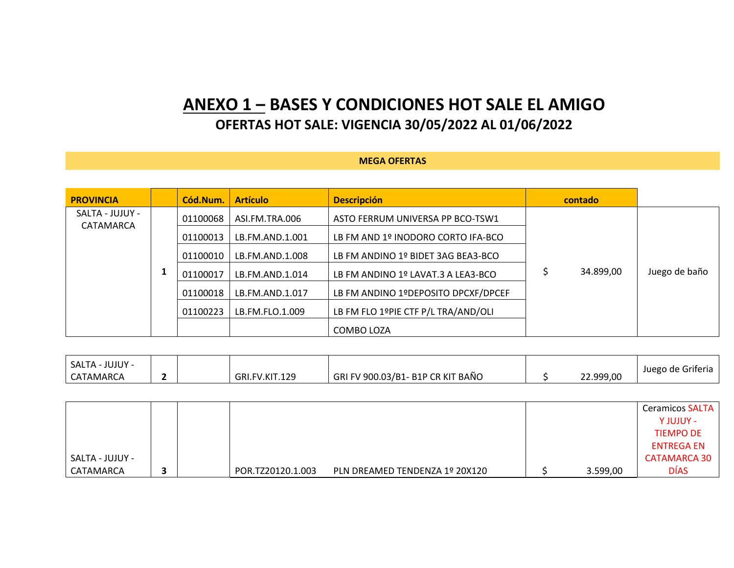# ANEXO 1 – BASES Y CONDICIONES HOT SALE EL AMIGO

## OFERTAS HOT SALE: VIGENCIA 30/05/2022 AL 01/06/2022

**MEGA OFERTAS**

| PROVINCIA | | Cód.Num. | Artículo | Descripción | contado | |
|---|---|---|---|---|---|---|
| SALTA - JUJUY - CATAMARCA | 1 | 01100068 | ASI.FM.TRA.006 | ASTO FERRUM UNIVERSA PP BCO-TSW1 | $ 34.899,00 | Juego de baño |
| | | 01100013 | LB.FM.AND.1.001 | LB FM AND 1º INODORO CORTO IFA-BCO | | |
| | | 01100010 | LB.FM.AND.1.008 | LB FM ANDINO 1º BIDET 3AG BEA3-BCO | | |
| | | 01100017 | LB.FM.AND.1.014 | LB FM ANDINO 1º LAVAT.3 A LEA3-BCO | | |
| | | 01100018 | LB.FM.AND.1.017 | LB FM ANDINO 1ºDEPOSITO DPCXF/DPCEF | | |
| | | 01100223 | LB.FM.FLO.1.009 | LB FM FLO 1ºPIE CTF P/L TRA/AND/OLI | | |
| | | | | COMBO LOZA | | |
| SALTA - JUJUY - CATAMARCA | 2 | | GRI.FV.KIT.129 | GRI FV 900.03/B1- B1P CR KIT BAÑO | $ 22.999,00 | Juego de Griferia |
| SALTA - JUJUY - CATAMARCA | 3 | | POR.TZ20120.1.003 | PLN DREAMED TENDENZA 1º 20X120 | $ 3.599,00 | Ceramicos SALTA Y JUJUY - TIEMPO DE ENTREGA EN CATAMARCA 30 DÍAS |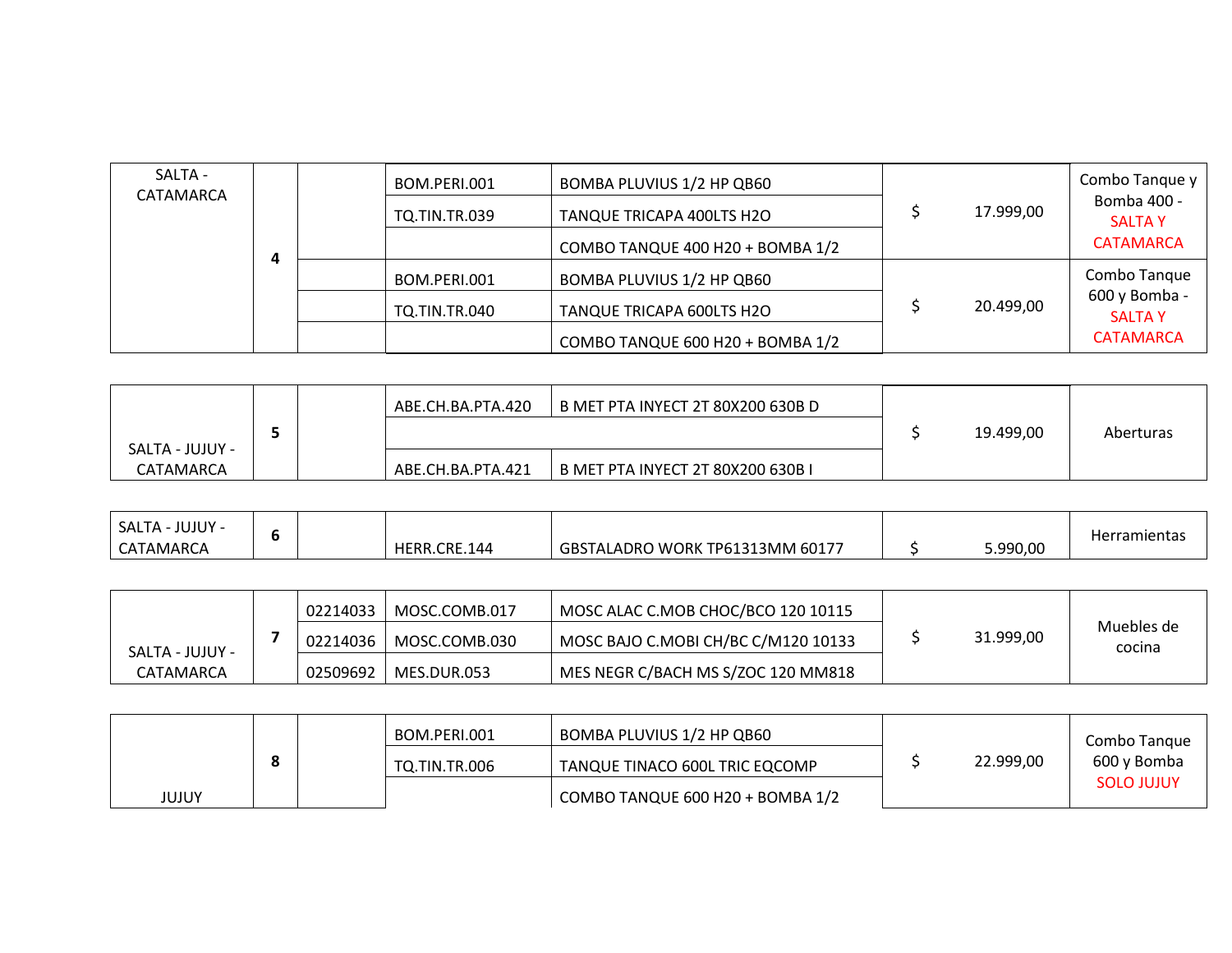| | | | | | | |
|---|---|---|---|---|---|---|
| SALTA - CATAMARCA | 4 | | BOM.PERI.001 | BOMBA PLUVIUS 1/2 HP QB60 | $ 17.999,00 | Combo Tanque y Bomba 400 - SALTA Y CATAMARCA |
| | | | TQ.TIN.TR.039 | TANQUE TRICAPA 400LTS H2O | | |
| | | | | COMBO TANQUE 400 H20 + BOMBA 1/2 | | |
| | | | BOM.PERI.001 | BOMBA PLUVIUS 1/2 HP QB60 | $ 20.499,00 | Combo Tanque 600 y Bomba - SALTA Y CATAMARCA |
| | | | TQ.TIN.TR.040 | TANQUE TRICAPA 600LTS H2O | | |
| | | | | COMBO TANQUE 600 H20 + BOMBA 1/2 | | |

| | | | | | | |
|---|---|---|---|---|---|---|
| SALTA - JUJUY - CATAMARCA | 5 | | ABE.CH.BA.PTA.420 | B MET PTA INYECT 2T 80X200 630B D | $ 19.499,00 | Aberturas |
| | | | | | | |
| | | | ABE.CH.BA.PTA.421 | B MET PTA INYECT 2T 80X200 630B I | | |

| | | | | | | |
|---|---|---|---|---|---|---|
| SALTA - JUJUY - CATAMARCA | 6 | | HERR.CRE.144 | GBSTALADRO WORK TP61313MM 60177 | $ 5.990,00 | Herramientas |

| | | | | | | |
|---|---|---|---|---|---|---|
| SALTA - JUJUY - CATAMARCA | 7 | 02214033 | MOSC.COMB.017 | MOSC ALAC C.MOB CHOC/BCO 120 10115 | $ 31.999,00 | Muebles de cocina |
| | | 02214036 | MOSC.COMB.030 | MOSC BAJO C.MOBI CH/BC C/M120 10133 | | |
| | | 02509692 | MES.DUR.053 | MES NEGR C/BACH MS S/ZOC 120 MM818 | | |

| | | | | | | |
|---|---|---|---|---|---|---|
| JUJUY | 8 | | BOM.PERI.001 | BOMBA PLUVIUS 1/2 HP QB60 | $ 22.999,00 | Combo Tanque 600 y Bomba SOLO JUJUY |
| | | | TQ.TIN.TR.006 | TANQUE TINACO 600L TRIC EQCOMP | | |
| | | | | COMBO TANQUE 600 H20 + BOMBA 1/2 | | |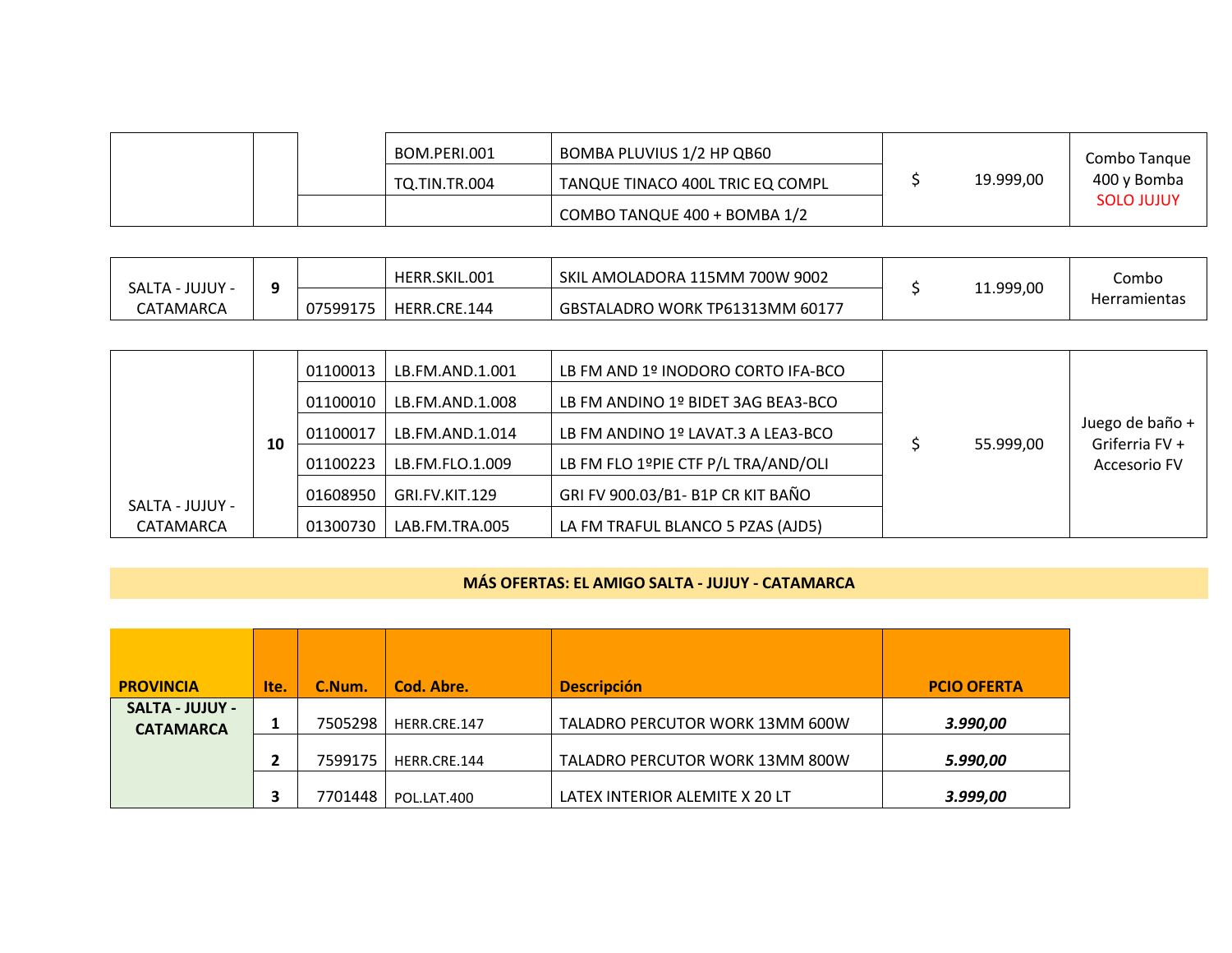| | | | | | | |
|---|---|---|---|---|---|---|
| | | | BOM.PERI.001 | BOMBA PLUVIUS 1/2 HP QB60 | $ 19.999,00 | Combo Tanque 400 y Bomba SOLO JUJUY |
| | | | TQ.TIN.TR.004 | TANQUE TINACO 400L TRIC EQ COMPL | | |
| | | | | COMBO TANQUE 400 + BOMBA 1/2 | | |

| | | | | | | |
|---|---|---|---|---|---|---|
| SALTA - JUJUY - CATAMARCA | 9 | | HERR.SKIL.001 | SKIL AMOLADORA 115MM 700W 9002 | $ 11.999,00 | Combo Herramientas |
| | | 07599175 | HERR.CRE.144 | GBSTALADRO WORK TP61313MM 60177 | | |

| | | | | | | |
|---|---|---|---|---|---|---|
| SALTA - JUJUY - CATAMARCA | 10 | 01100013 | LB.FM.AND.1.001 | LB FM AND 1º INODORO CORTO IFA-BCO | $ 55.999,00 | Juego de baño + Griferria FV + Accesorio FV |
| | | 01100010 | LB.FM.AND.1.008 | LB FM ANDINO 1º BIDET 3AG BEA3-BCO | | |
| | | 01100017 | LB.FM.AND.1.014 | LB FM ANDINO 1º LAVAT.3 A LEA3-BCO | | |
| | | 01100223 | LB.FM.FLO.1.009 | LB FM FLO 1ºPIE CTF P/L TRA/AND/OLI | | |
| | | 01608950 | GRI.FV.KIT.129 | GRI FV 900.03/B1- B1P CR KIT BAÑO | | |
| | | 01300730 | LAB.FM.TRA.005 | LA FM TRAFUL BLANCO 5 PZAS (AJD5) | | |

**MÁS OFERTAS: EL AMIGO SALTA - JUJUY - CATAMARCA**

| PROVINCIA | Ite. | C.Num. | Cod. Abre. | Descripción | PCIO OFERTA |
|---|---|---|---|---|---|
| **SALTA - JUJUY - CATAMARCA** | **1** | 7505298 | HERR.CRE.147 | TALADRO PERCUTOR WORK 13MM 600W | ***3.990,00*** |
| | **2** | 7599175 | HERR.CRE.144 | TALADRO PERCUTOR WORK 13MM 800W | ***5.990,00*** |
| | **3** | 7701448 | POL.LAT.400 | LATEX INTERIOR ALEMITE X 20 LT | ***3.999,00*** |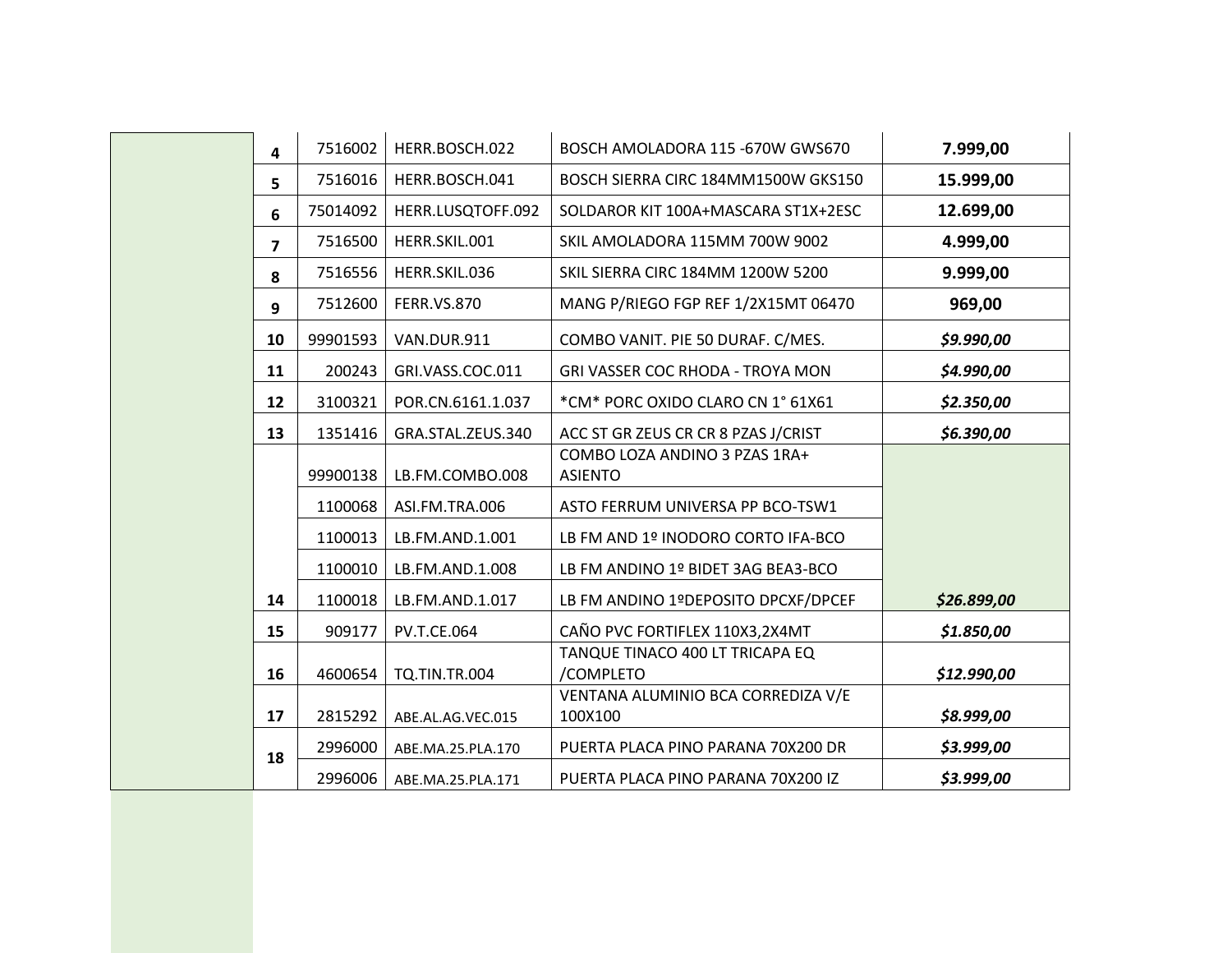| | | | | |
|---|---|---|---|---|
| **4** | 7516002 | HERR.BOSCH.022 | BOSCH AMOLADORA 115 -670W GWS670 | **7.999,00** |
| **5** | 7516016 | HERR.BOSCH.041 | BOSCH SIERRA CIRC 184MM1500W GKS150 | **15.999,00** |
| **6** | 75014092 | HERR.LUSQTOFF.092 | SOLDAROR KIT 100A+MASCARA ST1X+2ESC | **12.699,00** |
| **7** | 7516500 | HERR.SKIL.001 | SKIL AMOLADORA 115MM 700W 9002 | **4.999,00** |
| **8** | 7516556 | HERR.SKIL.036 | SKIL SIERRA CIRC 184MM 1200W 5200 | **9.999,00** |
| **9** | 7512600 | FERR.VS.870 | MANG P/RIEGO FGP REF 1/2X15MT 06470 | **969,00** |
| **10** | 99901593 | VAN.DUR.911 | COMBO VANIT. PIE 50 DURAF. C/MES. | ***$9.990,00*** |
| **11** | 200243 | GRI.VASS.COC.011 | GRI VASSER COC RHODA - TROYA MON | ***$4.990,00*** |
| **12** | 3100321 | POR.CN.6161.1.037 | *CM* PORC OXIDO CLARO CN 1° 61X61 | ***$2.350,00*** |
| **13** | 1351416 | GRA.STAL.ZEUS.340 | ACC ST GR ZEUS CR CR 8 PZAS J/CRIST | ***$6.390,00*** |
| | 99900138 | LB.FM.COMBO.008 | COMBO LOZA ANDINO 3 PZAS 1RA+ ASIENTO | |
| | 1100068 | ASI.FM.TRA.006 | ASTO FERRUM UNIVERSA PP BCO-TSW1 | |
| | 1100013 | LB.FM.AND.1.001 | LB FM AND 1º INODORO CORTO IFA-BCO | |
| | 1100010 | LB.FM.AND.1.008 | LB FM ANDINO 1º BIDET 3AG BEA3-BCO | |
| **14** | 1100018 | LB.FM.AND.1.017 | LB FM ANDINO 1ºDEPOSITO DPCXF/DPCEF | ***$26.899,00*** |
| **15** | 909177 | PV.T.CE.064 | CAÑO PVC FORTIFLEX 110X3,2X4MT | ***$1.850,00*** |
| **16** | 4600654 | TQ.TIN.TR.004 | TANQUE TINACO 400 LT TRICAPA EQ /COMPLETO | ***$12.990,00*** |
| **17** | 2815292 | ABE.AL.AG.VEC.015 | VENTANA ALUMINIO BCA CORREDIZA V/E 100X100 | ***$8.999,00*** |
| **18** | 2996000 | ABE.MA.25.PLA.170 | PUERTA PLACA PINO PARANA 70X200 DR | ***$3.999,00*** |
| | 2996006 | ABE.MA.25.PLA.171 | PUERTA PLACA PINO PARANA 70X200 IZ | ***$3.999,00*** |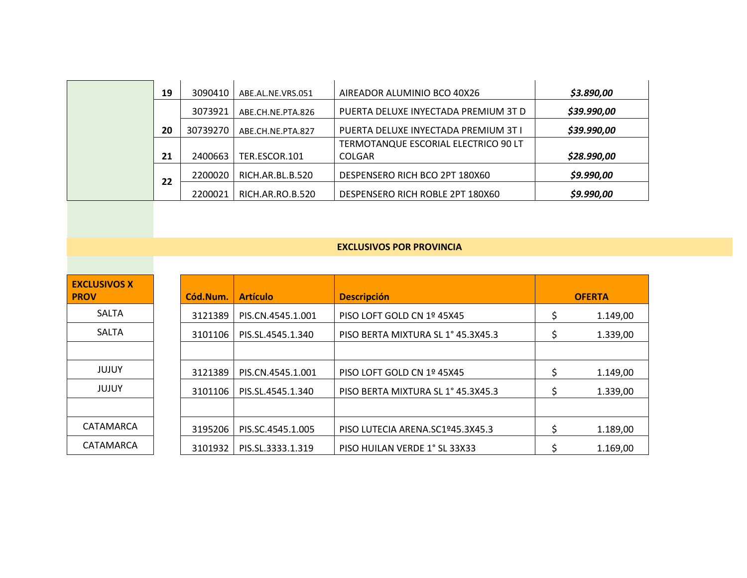| | | | | | |
|---|---|---|---|---|---|
| | 19 | 3090410 | ABE.AL.NE.VRS.051 | AIREADOR ALUMINIO BCO 40X26 | ***$3.890,00*** |
| | | 3073921 | ABE.CH.NE.PTA.826 | PUERTA DELUXE INYECTADA PREMIUM 3T D | ***$39.990,00*** |
| | 20 | 30739270 | ABE.CH.NE.PTA.827 | PUERTA DELUXE INYECTADA PREMIUM 3T I | ***$39.990,00*** |
| | 21 | 2400663 | TER.ESCOR.101 | TERMOTANQUE ESCORIAL ELECTRICO 90 LT COLGAR | ***$28.990,00*** |
| | 22 | 2200020 | RICH.AR.BL.B.520 | DESPENSERO RICH BCO 2PT 180X60 | ***$9.990,00*** |
| | | 2200021 | RICH.AR.RO.B.520 | DESPENSERO RICH ROBLE 2PT 180X60 | ***$9.990,00*** |

**EXCLUSIVOS POR PROVINCIA**

| EXCLUSIVOS X PROV | Cód.Num. | Artículo | Descripción | OFERTA |
|---|---|---|---|---|
| SALTA | 3121389 | PIS.CN.4545.1.001 | PISO LOFT GOLD CN 1º 45X45 | $ 1.149,00 |
| SALTA | 3101106 | PIS.SL.4545.1.340 | PISO BERTA MIXTURA SL 1° 45.3X45.3 | $ 1.339,00 |
| | | | | |
| JUJUY | 3121389 | PIS.CN.4545.1.001 | PISO LOFT GOLD CN 1º 45X45 | $ 1.149,00 |
| JUJUY | 3101106 | PIS.SL.4545.1.340 | PISO BERTA MIXTURA SL 1° 45.3X45.3 | $ 1.339,00 |
| | | | | |
| CATAMARCA | 3195206 | PIS.SC.4545.1.005 | PISO LUTECIA ARENA.SC1º45.3X45.3 | $ 1.189,00 |
| CATAMARCA | 3101932 | PIS.SL.3333.1.319 | PISO HUILAN VERDE 1° SL 33X33 | $ 1.169,00 |